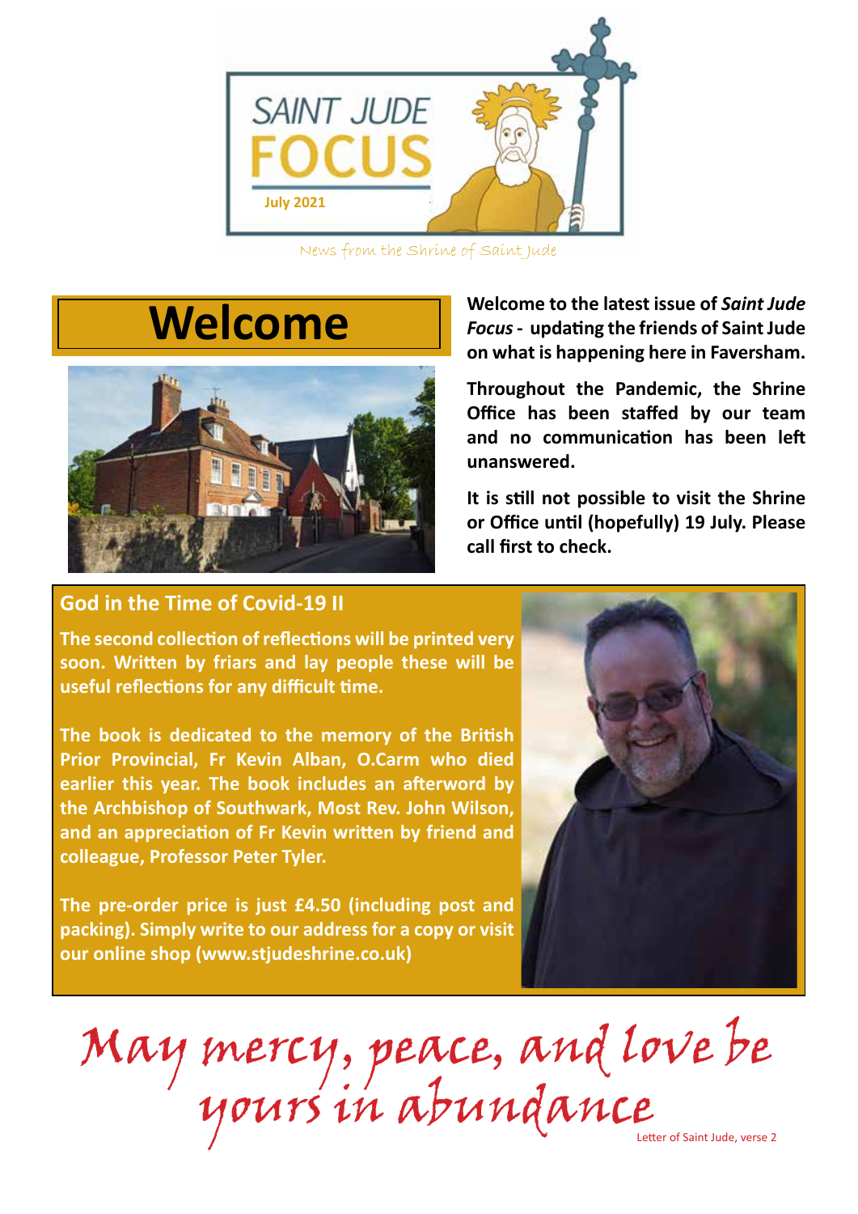# SAINT JUDE FOCUS

July 2021

News from the Shrine of Saint Jude

## Welcome

**Welcome to the latest issue of *Saint Jude Focus* - updating the friends of Saint Jude on what is happening here in Faversham.**

**Throughout the Pandemic, the Shrine Office has been staffed by our team and no communication has been left unanswered.**

**It is still not possible to visit the Shrine or Office until (hopefully) 19 July. Please call first to check.**

### God in the Time of Covid-19 II

**The second collection of reflections will be printed very soon. Written by friars and lay people these will be useful reflections for any difficult time.**

**The book is dedicated to the memory of the British Prior Provincial, Fr Kevin Alban, O.Carm who died earlier this year. The book includes an afterword by the Archbishop of Southwark, Most Rev. John Wilson, and an appreciation of Fr Kevin written by friend and colleague, Professor Peter Tyler.**

**The pre-order price is just £4.50 (including post and packing). Simply write to our address for a copy or visit our online shop (www.stjudeshrine.co.uk)**

*May mercy, peace, and love be yours in abundance*

Letter of Saint Jude, verse 2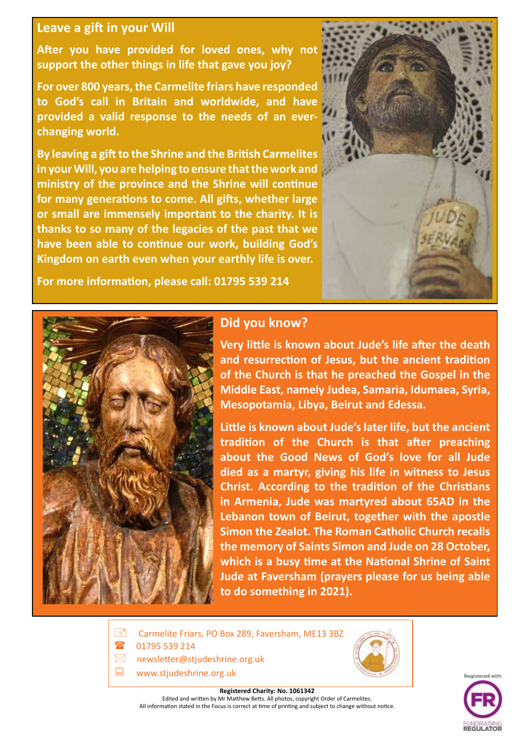## Leave a gift in your Will

**After you have provided for loved ones, why not support the other things in life that gave you joy?**

**For over 800 years, the Carmelite friars have responded to God's call in Britain and worldwide, and have provided a valid response to the needs of an ever-changing world.**

**By leaving a gift to the Shrine and the British Carmelites in your Will, you are helping to ensure that the work and ministry of the province and the Shrine will continue for many generations to come. All gifts, whether large or small are immensely important to the charity. It is thanks to so many of the legacies of the past that we have been able to continue our work, building God's Kingdom on earth even when your earthly life is over.**

**For more information, please call: 01795 539 214**

## Did you know?

**Very little is known about Jude's life after the death and resurrection of Jesus, but the ancient tradition of the Church is that he preached the Gospel in the Middle East, namely Judea, Samaria, Idumaea, Syria, Mesopotamia, Libya, Beirut and Edessa.**

**Little is known about Jude's later life, but the ancient tradition of the Church is that after preaching about the Good News of God's love for all Jude died as a martyr, giving his life in witness to Jesus Christ. According to the tradition of the Christians in Armenia, Jude was martyred about 65AD in the Lebanon town of Beirut, together with the apostle Simon the Zealot. The Roman Catholic Church recalls the memory of Saints Simon and Jude on 28 October, which is a busy time at the National Shrine of Saint Jude at Faversham (prayers please for us being able to do something in 2021).**

Carmelite Friars, PO Box 289, Faversham, ME13 3BZ
01795 539 214
newsletter@stjudeshrine.org.uk
www.stjudeshrine.org.uk

**Registered Charity: No. 1061342**
Edited and written by Mr Matthew Betts. All photos, copyright Order of Carmelites.
All information stated in the Focus is correct at time of printing and subject to change without notice.

Registered with FR FUNDRAISING REGULATOR